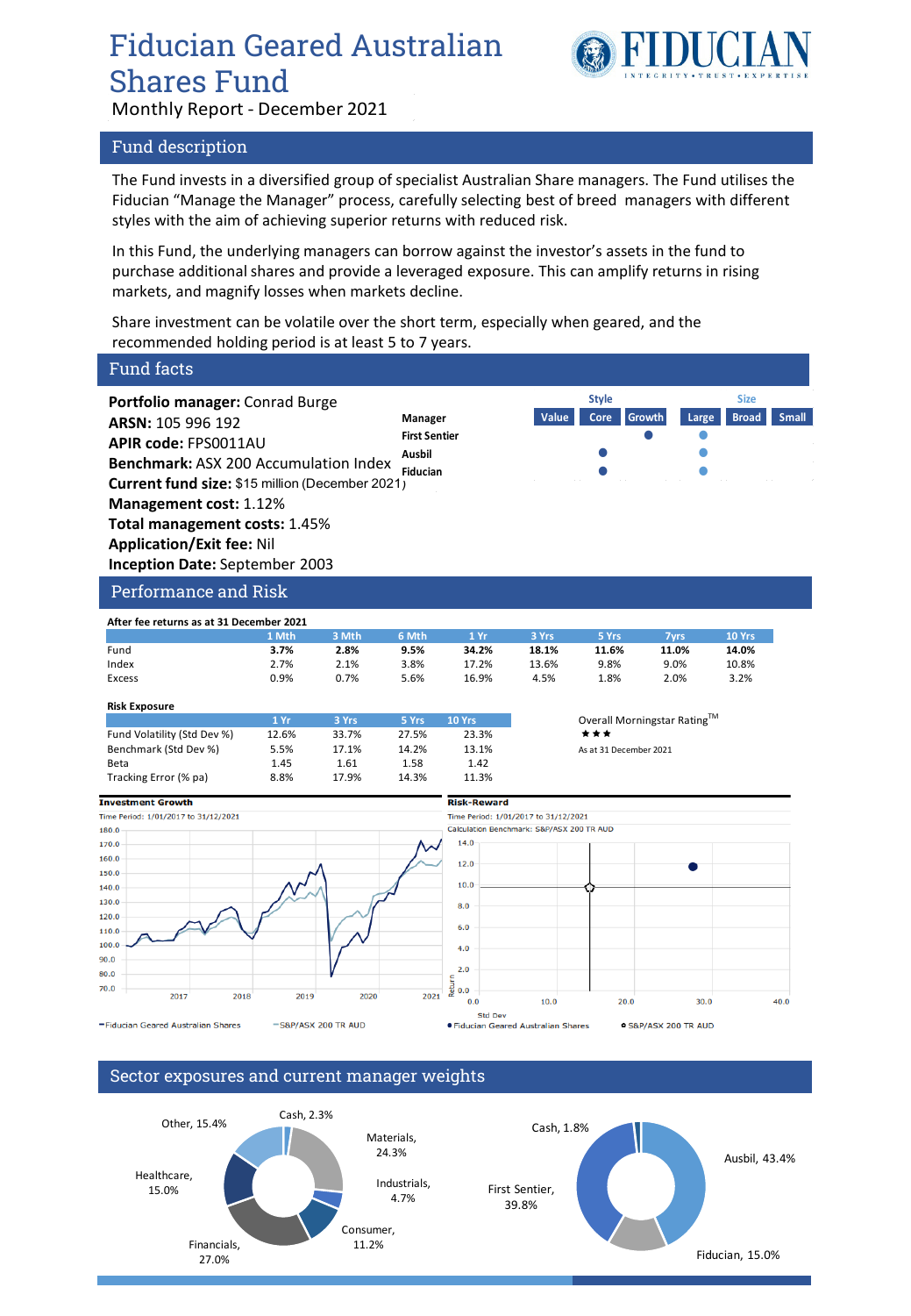# Fiducian Geared Australian Shares Fund

Monthly Report - December 2021

## Fund description

The Fund invests in a diversified group of specialist Australian Share managers. The Fund utilises the Fiducian "Manage the Manager" process, carefully selecting best of breed managers with different styles with the aim of achieving superior returns with reduced risk.

In this Fund, the underlying managers can borrow against the investor's assets in the fund to purchase additional shares and provide a leveraged exposure. This can amplify returns in rising markets, and magnify losses when markets decline.

Share investment can be volatile over the short term, especially when geared, and the recommended holding period is at least 5 to 7 years.

## Fund facts

**Portfolio manager:** Conrad Burge
**ARSN:** 105 996 192
**APIR code:** FPS0011AU
**Benchmark:** ASX 200 Accumulation Index
**Current fund size:** $15 million (December 2021)
**Management cost:** 1.12%
**Total management costs:** 1.45%
**Application/Exit fee:** Nil
**Inception Date:** September 2003

| Manager | Style: Value | Style: Core | Style: Growth | Size: Large | Size: Broad | Size: Small |
|---|---|---|---|---|---|---|
| First Sentier | | | ● | ● | | |
| Ausbil | | ● | | ● | | |
| Fiducian | | ● | | ● | | |

## Performance and Risk

**After fee returns as at 31 December 2021**

| | 1 Mth | 3 Mth | 6 Mth | 1 Yr | 3 Yrs | 5 Yrs | 7yrs | 10 Yrs |
|---|---|---|---|---|---|---|---|---|
| Fund | **3.7%** | **2.8%** | **9.5%** | **34.2%** | **18.1%** | **11.6%** | **11.0%** | **14.0%** |
| Index | 2.7% | 2.1% | 3.8% | 17.2% | 13.6% | 9.8% | 9.0% | 10.8% |
| Excess | 0.9% | 0.7% | 5.6% | 16.9% | 4.5% | 1.8% | 2.0% | 3.2% |

**Risk Exposure**

| | 1 Yr | 3 Yrs | 5 Yrs | 10 Yrs |
|---|---|---|---|---|
| Fund Volatility (Std Dev %) | 12.6% | 33.7% | 27.5% | 23.3% |
| Benchmark (Std Dev %) | 5.5% | 17.1% | 14.2% | 13.1% |
| Beta | 1.45 | 1.61 | 1.58 | 1.42 |
| Tracking Error (% pa) | 8.8% | 17.9% | 14.3% | 11.3% |

Overall Morningstar Rating™
★★★
As at 31 December 2021

**Investment Growth**
Time Period: 1/01/2017 to 31/12/2021
Fiducian Geared Australian Shares — S&P/ASX 200 TR AUD

**Risk-Reward**
Time Period: 1/01/2017 to 31/12/2021
Calculation Benchmark: S&P/ASX 200 TR AUD
Fiducian Geared Australian Shares — S&P/ASX 200 TR AUD

## Sector exposures and current manager weights

| Sector | Weight |
|---|---|
| Materials | 24.3% |
| Industrials | 4.7% |
| Consumer | 11.2% |
| Financials | 27.0% |
| Healthcare | 15.0% |
| Other | 15.4% |
| Cash | 2.3% |

| Manager | Weight |
|---|---|
| Ausbil | 43.4% |
| Fiducian | 15.0% |
| First Sentier | 39.8% |
| Cash | 1.8% |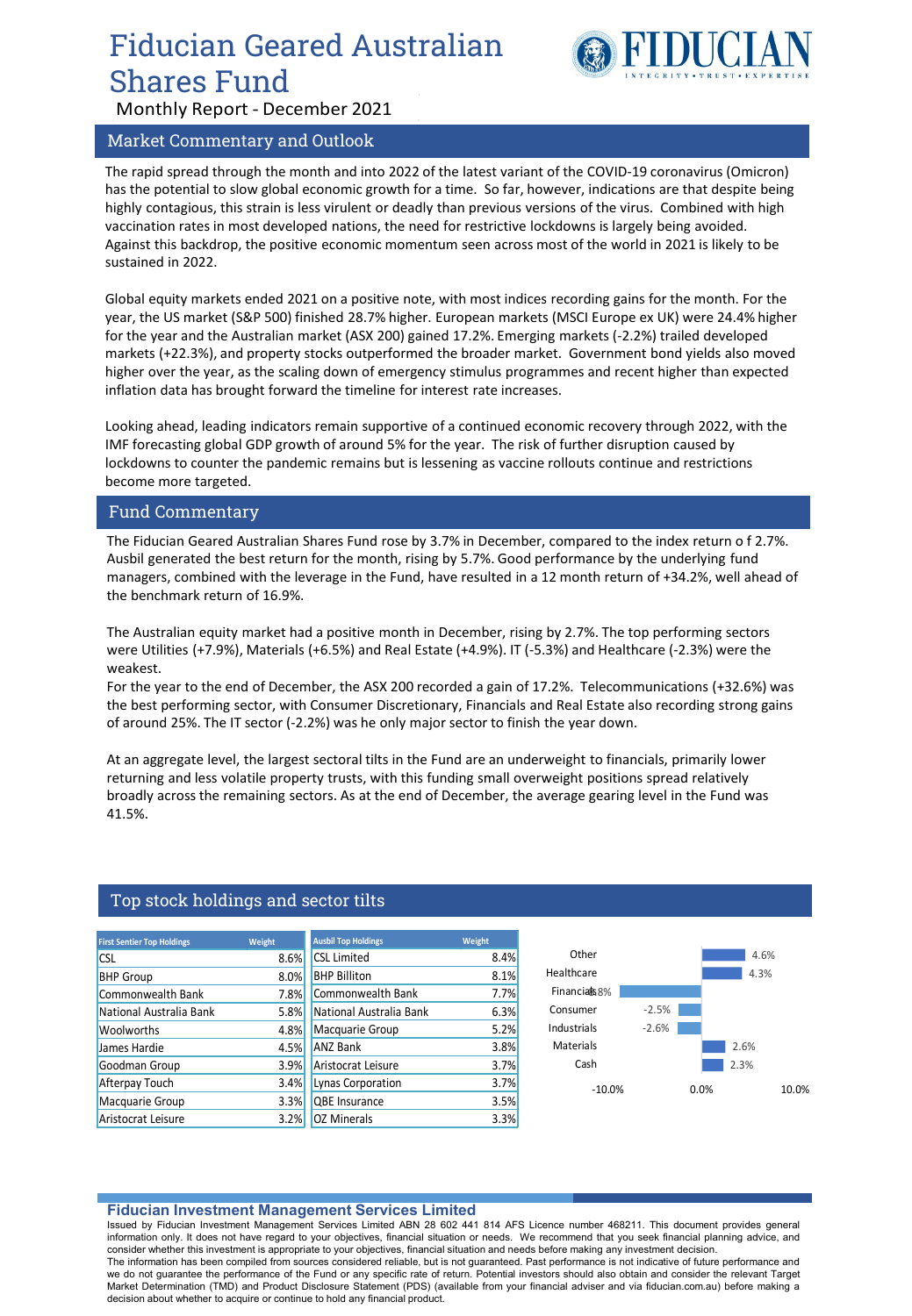# Fiducian Geared Australian Shares Fund

Monthly Report - December 2021

## Market Commentary and Outlook

The rapid spread through the month and into 2022 of the latest variant of the COVID-19 coronavirus (Omicron) has the potential to slow global economic growth for a time. So far, however, indications are that despite being highly contagious, this strain is less virulent or deadly than previous versions of the virus. Combined with high vaccination rates in most developed nations, the need for restrictive lockdowns is largely being avoided. Against this backdrop, the positive economic momentum seen across most of the world in 2021 is likely to be sustained in 2022.

Global equity markets ended 2021 on a positive note, with most indices recording gains for the month. For the year, the US market (S&P 500) finished 28.7% higher. European markets (MSCI Europe ex UK) were 24.4% higher for the year and the Australian market (ASX 200) gained 17.2%. Emerging markets (-2.2%) trailed developed markets (+22.3%), and property stocks outperformed the broader market. Government bond yields also moved higher over the year, as the scaling down of emergency stimulus programmes and recent higher than expected inflation data has brought forward the timeline for interest rate increases.

Looking ahead, leading indicators remain supportive of a continued economic recovery through 2022, with the IMF forecasting global GDP growth of around 5% for the year. The risk of further disruption caused by lockdowns to counter the pandemic remains but is lessening as vaccine rollouts continue and restrictions become more targeted.

## Fund Commentary

The Fiducian Geared Australian Shares Fund rose by 3.7% in December, compared to the index return o f 2.7%. Ausbil generated the best return for the month, rising by 5.7%. Good performance by the underlying fund managers, combined with the leverage in the Fund, have resulted in a 12 month return of +34.2%, well ahead of the benchmark return of 16.9%.

The Australian equity market had a positive month in December, rising by 2.7%. The top performing sectors were Utilities (+7.9%), Materials (+6.5%) and Real Estate (+4.9%). IT (-5.3%) and Healthcare (-2.3%) were the weakest.
For the year to the end of December, the ASX 200 recorded a gain of 17.2%. Telecommunications (+32.6%) was the best performing sector, with Consumer Discretionary, Financials and Real Estate also recording strong gains of around 25%. The IT sector (-2.2%) was he only major sector to finish the year down.

At an aggregate level, the largest sectoral tilts in the Fund are an underweight to financials, primarily lower returning and less volatile property trusts, with this funding small overweight positions spread relatively broadly across the remaining sectors. As at the end of December, the average gearing level in the Fund was 41.5%.

## Top stock holdings and sector tilts

| First Sentier Top Holdings | Weight |
|---|---|
| CSL | 8.6% |
| BHP Group | 8.0% |
| Commonwealth Bank | 7.8% |
| National Australia Bank | 5.8% |
| Woolworths | 4.8% |
| James Hardie | 4.5% |
| Goodman Group | 3.9% |
| Afterpay Touch | 3.4% |
| Macquarie Group | 3.3% |
| Aristocrat Leisure | 3.2% |

| Ausbil Top Holdings | Weight |
|---|---|
| CSL Limited | 8.4% |
| BHP Billiton | 8.1% |
| Commonwealth Bank | 7.7% |
| National Australia Bank | 6.3% |
| Macquarie Group | 5.2% |
| ANZ Bank | 3.8% |
| Aristocrat Leisure | 3.7% |
| Lynas Corporation | 3.7% |
| QBE Insurance | 3.5% |
| OZ Minerals | 3.3% |

Other 4.6%
Healthcare 4.3%
Financials -8.8%
Consumer -2.5%
Industrials -2.6%
Materials 2.6%
Cash 2.3%
-10.0% 0.0% 10.0%

**Fiducian Investment Management Services Limited**

Issued by Fiducian Investment Management Services Limited ABN 28 602 441 814 AFS Licence number 468211. This document provides general information only. It does not have regard to your objectives, financial situation or needs. We recommend that you seek financial planning advice, and consider whether this investment is appropriate to your objectives, financial situation and needs before making any investment decision.
The information has been compiled from sources considered reliable, but is not guaranteed. Past performance is not indicative of future performance and we do not guarantee the performance of the Fund or any specific rate of return. Potential investors should also obtain and consider the relevant Target Market Determination (TMD) and Product Disclosure Statement (PDS) (available from your financial adviser and via fiducian.com.au) before making a decision about whether to acquire or continue to hold any financial product.